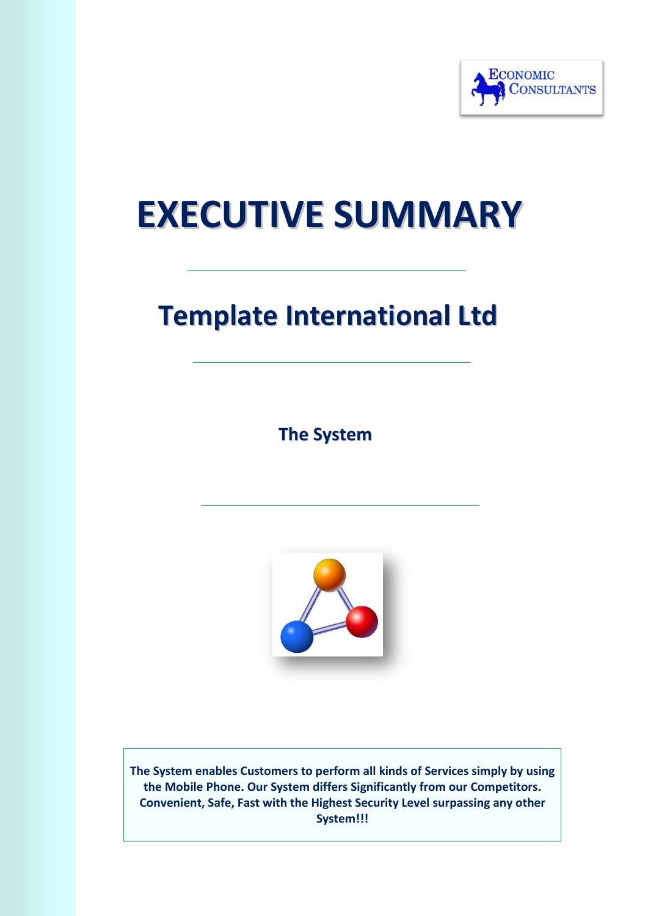ECONOMIC CONSULTANTS

# EXECUTIVE SUMMARY

## Template International Ltd

### The System

**The System enables Customers to perform all kinds of Services simply by using the Mobile Phone. Our System differs Significantly from our Competitors. Convenient, Safe, Fast with the Highest Security Level surpassing any other System!!!**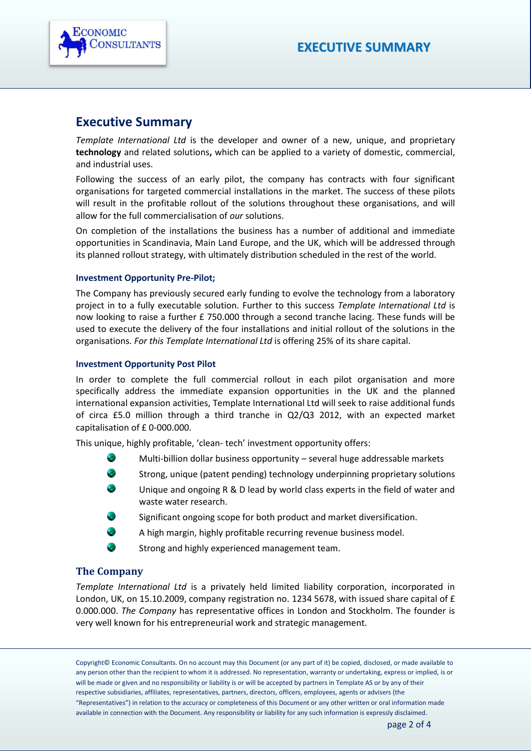## Executive Summary

*Template International Ltd* is the developer and owner of a new, unique, and proprietary **technology** and related solutions**,** which can be applied to a variety of domestic, commercial, and industrial uses.

Following the success of an early pilot, the company has contracts with four significant organisations for targeted commercial installations in the market. The success of these pilots will result in the profitable rollout of the solutions throughout these organisations, and will allow for the full commercialisation of *our* solutions.

On completion of the installations the business has a number of additional and immediate opportunities in Scandinavia, Main Land Europe, and the UK, which will be addressed through its planned rollout strategy, with ultimately distribution scheduled in the rest of the world.

#### Investment Opportunity Pre-Pilot;

The Company has previously secured early funding to evolve the technology from a laboratory project in to a fully executable solution. Further to this success *Template International Ltd* is now looking to raise a further £ 750.000 through a second tranche lacing. These funds will be used to execute the delivery of the four installations and initial rollout of the solutions in the organisations. *For this Template International Ltd* is offering 25% of its share capital.

#### Investment Opportunity Post Pilot

In order to complete the full commercial rollout in each pilot organisation and more specifically address the immediate expansion opportunities in the UK and the planned international expansion activities, Template International Ltd will seek to raise additional funds of circa £5.0 million through a third tranche in Q2/Q3 2012, with an expected market capitalisation of £ 0-000.000.

This unique, highly profitable, 'clean- tech' investment opportunity offers:

- Multi-billion dollar business opportunity – several huge addressable markets
- Strong, unique (patent pending) technology underpinning proprietary solutions
- Unique and ongoing R & D lead by world class experts in the field of water and waste water research.
- Significant ongoing scope for both product and market diversification.
- A high margin, highly profitable recurring revenue business model.
- Strong and highly experienced management team.

### The Company

*Template International Ltd* is a privately held limited liability corporation, incorporated in London, UK, on 15.10.2009, company registration no. 1234 5678, with issued share capital of £ 0.000.000. *The Company* has representative offices in London and Stockholm. The founder is very well known for his entrepreneurial work and strategic management.

Copyright© Economic Consultants. On no account may this Document (or any part of it) be copied, disclosed, or made available to any person other than the recipient to whom it is addressed. No representation, warranty or undertaking, express or implied, is or will be made or given and no responsibility or liability is or will be accepted by partners in Template AS or by any of their respective subsidiaries, affiliates, representatives, partners, directors, officers, employees, agents or advisers (the "Representatives") in relation to the accuracy or completeness of this Document or any other written or oral information made available in connection with the Document. Any responsibility or liability for any such information is expressly disclaimed.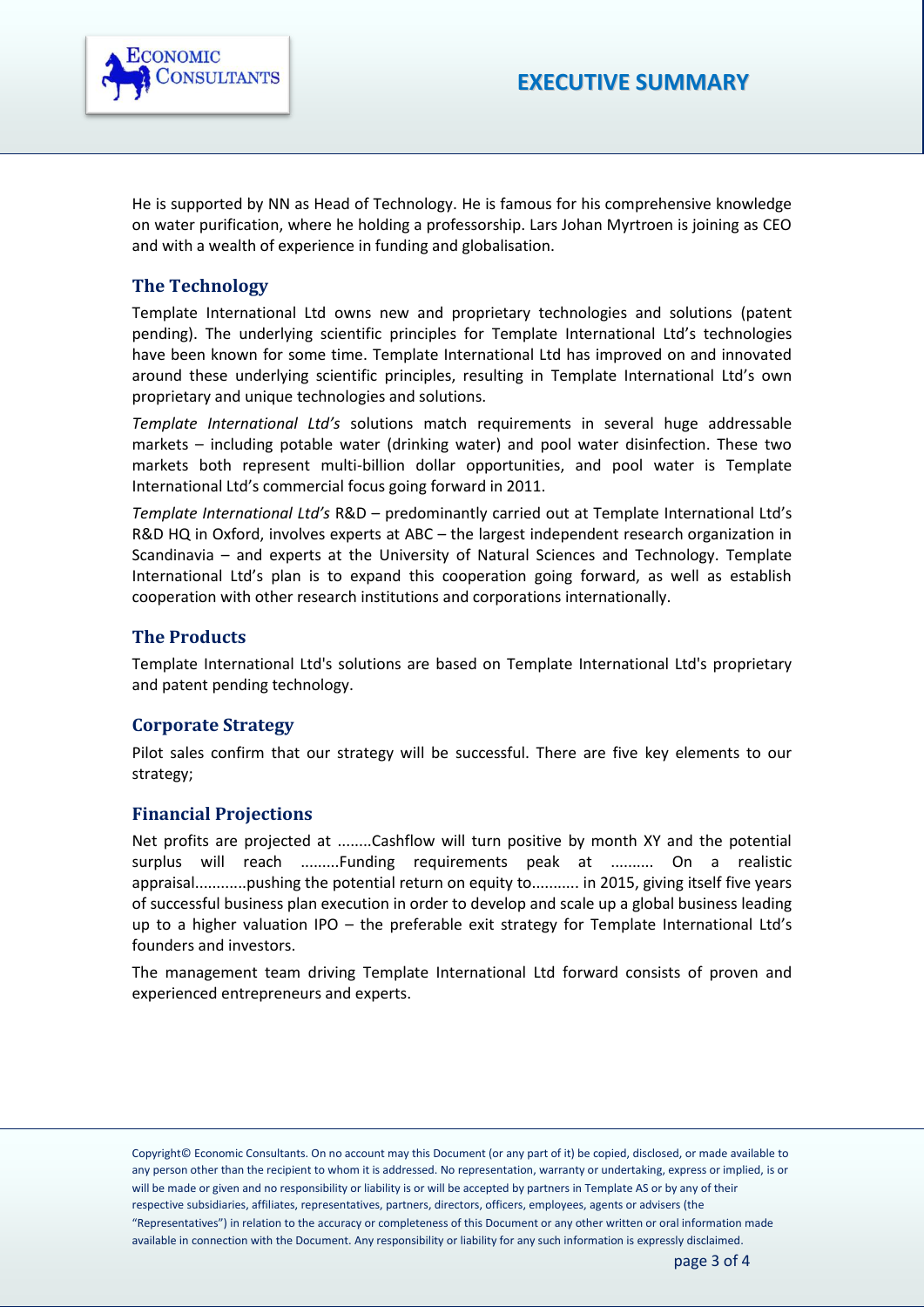He is supported by NN as Head of Technology. He is famous for his comprehensive knowledge on water purification, where he holding a professorship. Lars Johan Myrtroen is joining as CEO and with a wealth of experience in funding and globalisation.

## The Technology

Template International Ltd owns new and proprietary technologies and solutions (patent pending). The underlying scientific principles for Template International Ltd's technologies have been known for some time. Template International Ltd has improved on and innovated around these underlying scientific principles, resulting in Template International Ltd's own proprietary and unique technologies and solutions.

*Template International Ltd's* solutions match requirements in several huge addressable markets – including potable water (drinking water) and pool water disinfection. These two markets both represent multi-billion dollar opportunities, and pool water is Template International Ltd's commercial focus going forward in 2011.

*Template International Ltd's* R&D – predominantly carried out at Template International Ltd's R&D HQ in Oxford, involves experts at ABC – the largest independent research organization in Scandinavia – and experts at the University of Natural Sciences and Technology. Template International Ltd's plan is to expand this cooperation going forward, as well as establish cooperation with other research institutions and corporations internationally.

## The Products

Template International Ltd's solutions are based on Template International Ltd's proprietary and patent pending technology.

## Corporate Strategy

Pilot sales confirm that our strategy will be successful. There are five key elements to our strategy;

## Financial Projections

Net profits are projected at ........Cashflow will turn positive by month XY and the potential surplus will reach .........Funding requirements peak at .......... On a realistic appraisal............pushing the potential return on equity to........... in 2015, giving itself five years of successful business plan execution in order to develop and scale up a global business leading up to a higher valuation IPO – the preferable exit strategy for Template International Ltd's founders and investors.

The management team driving Template International Ltd forward consists of proven and experienced entrepreneurs and experts.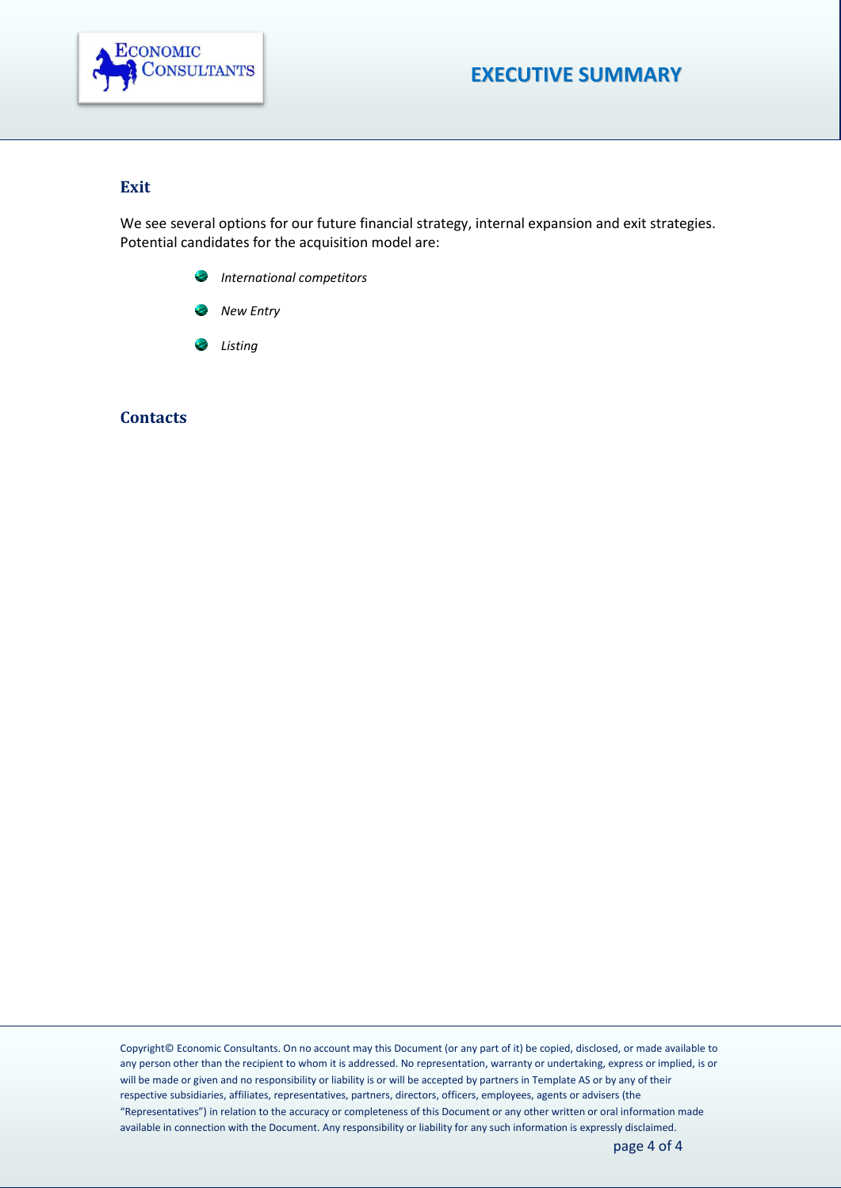## Exit

We see several options for our future financial strategy, internal expansion and exit strategies. Potential candidates for the acquisition model are:

- *International competitors*
- *New Entry*
- *Listing*

## Contacts

Copyright© Economic Consultants. On no account may this Document (or any part of it) be copied, disclosed, or made available to any person other than the recipient to whom it is addressed. No representation, warranty or undertaking, express or implied, is or will be made or given and no responsibility or liability is or will be accepted by partners in Template AS or by any of their respective subsidiaries, affiliates, representatives, partners, directors, officers, employees, agents or advisers (the "Representatives") in relation to the accuracy or completeness of this Document or any other written or oral information made available in connection with the Document. Any responsibility or liability for any such information is expressly disclaimed.